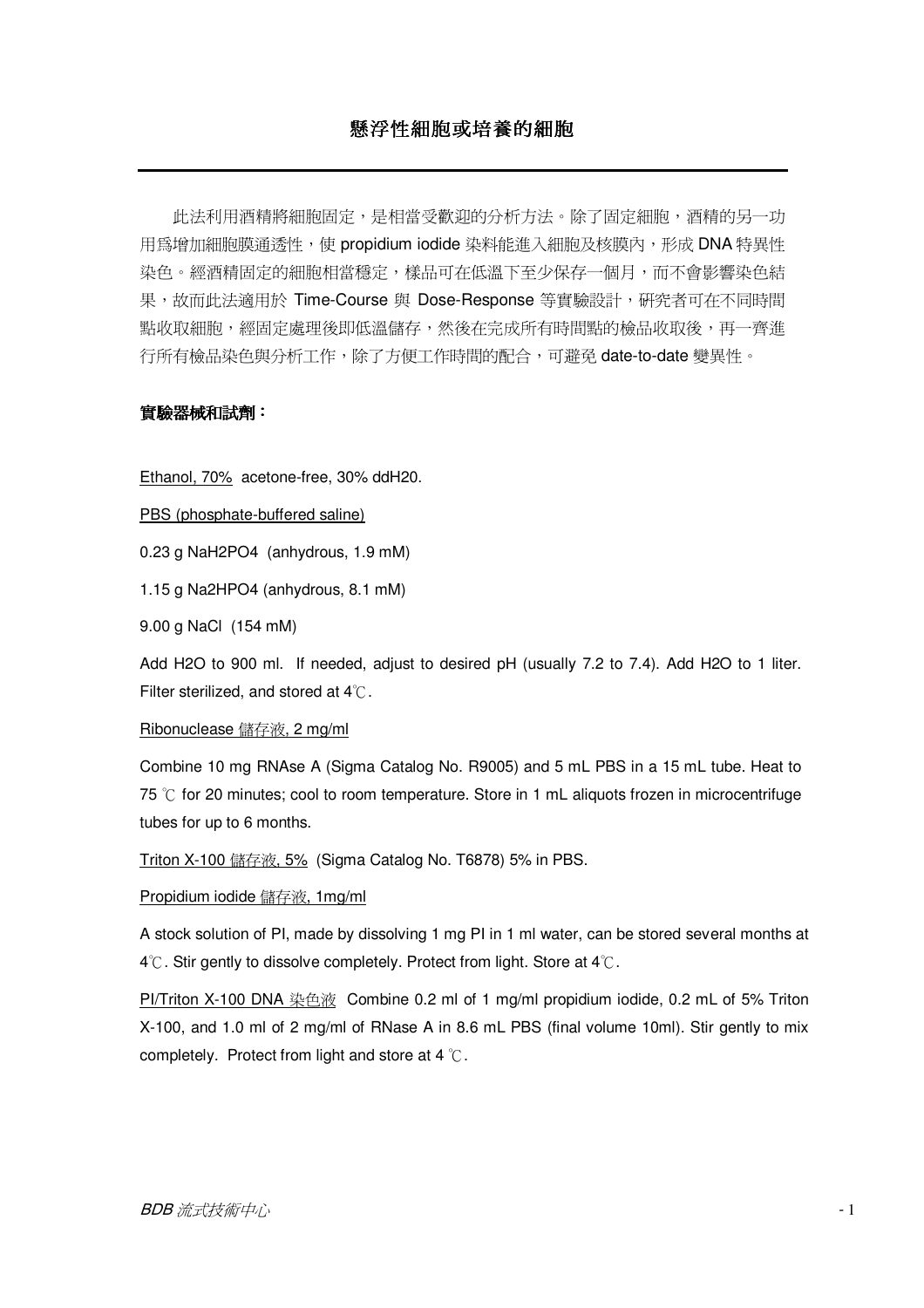## 懸浮性細胞或培養的細胞

此法利用酒精將細胞固定，是相當受歡迎的分析方法。除了固定細胞，酒精的另一功用爲增加細胞膜通透性，使 propidium iodide 染料能進入細胞及核膜內，形成 DNA 特異性染色。經酒精固定的細胞相當穩定，樣品可在低溫下至少保存一個月，而不會影響染色結果，故而此法適用於 Time-Course 與 Dose-Response 等實驗設計，研究者可在不同時間點收取細胞，經固定處理後即低溫儲存，然後在完成所有時間點的檢品收取後，再一齊進行所有檢品染色與分析工作，除了方便工作時間的配合，可避免 date-to-date 變異性。

**實驗器械和試劑：**

Ethanol, 70% acetone-free, 30% ddH20.

PBS (phosphate-buffered saline)

0.23 g $NaH_2PO_4$ (anhydrous, 1.9 mM)

1.15 g $Na_2HPO_4$ (anhydrous, 8.1 mM)

9.00 g NaCl (154 mM)

Add $H_2O$ to 900 ml. If needed, adjust to desired pH (usually 7.2 to 7.4). Add $H_2O$ to 1 liter. Filter sterilized, and stored at 4℃.

Ribonuclease 儲存液, 2 mg/ml

Combine 10 mg RNAse A (Sigma Catalog No. R9005) and 5 mL PBS in a 15 mL tube. Heat to 75 ℃ for 20 minutes; cool to room temperature. Store in 1 mL aliquots frozen in microcentrifuge tubes for up to 6 months.

Triton X-100 儲存液, 5% (Sigma Catalog No. T6878) 5% in PBS.

Propidium iodide 儲存液, 1mg/ml

A stock solution of PI, made by dissolving 1 mg PI in 1 ml water, can be stored several months at 4℃. Stir gently to dissolve completely. Protect from light. Store at 4℃.

PI/Triton X-100 DNA 染色液 Combine 0.2 ml of 1 mg/ml propidium iodide, 0.2 mL of 5% Triton X-100, and 1.0 ml of 2 mg/ml of RNase A in 8.6 mL PBS (final volume 10ml). Stir gently to mix completely. Protect from light and store at 4 ℃.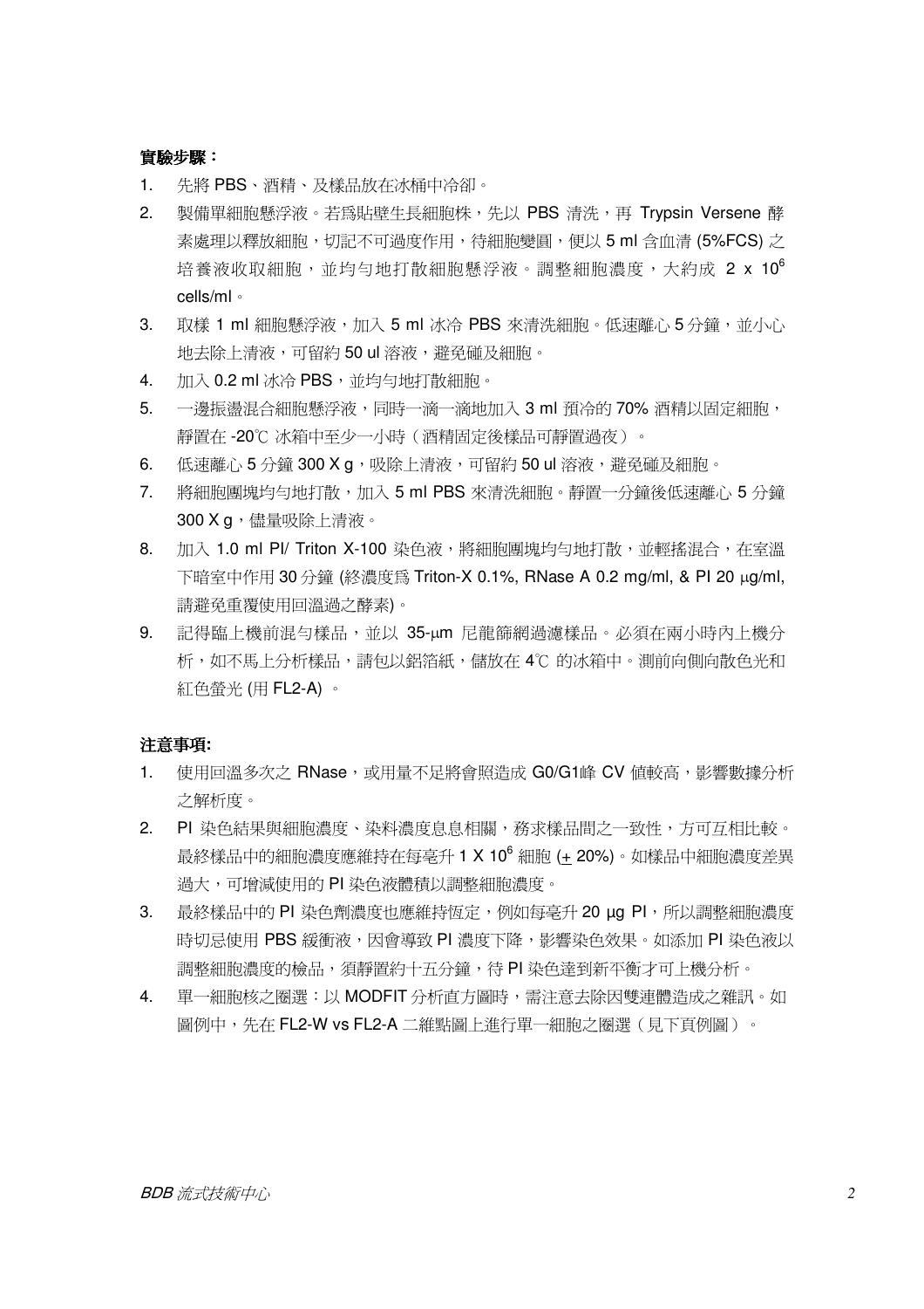**實驗步驟：**

1. 先將 PBS、酒精、及樣品放在冰桶中冷卻。
2. 製備單細胞懸浮液。若爲貼壁生長細胞株，先以 PBS 清洗，再 Trypsin Versene 酵素處理以釋放細胞，切記不可過度作用，待細胞變圓，便以 5 ml 含血清 (5%FCS) 之培養液收取細胞，並均勻地打散細胞懸浮液。調整細胞濃度，大約成 2 x $10^6$ cells/ml。
3. 取樣 1 ml 細胞懸浮液，加入 5 ml 冰冷 PBS 來清洗細胞。低速離心 5 分鐘，並小心地去除上清液，可留約 50 ul 溶液，避免碰及細胞。
4. 加入 0.2 ml 冰冷 PBS，並均勻地打散細胞。
5. 一邊振盪混合細胞懸浮液，同時一滴一滴地加入 3 ml 預冷的 70% 酒精以固定細胞，靜置在 -20℃ 冰箱中至少一小時（酒精固定後樣品可靜置過夜）。
6. 低速離心 5 分鐘 300 X g，吸除上清液，可留約 50 ul 溶液，避免碰及細胞。
7. 將細胞團塊均勻地打散，加入 5 ml PBS 來清洗細胞。靜置一分鐘後低速離心 5 分鐘 300 X g，儘量吸除上清液。
8. 加入 1.0 ml PI/ Triton X-100 染色液，將細胞團塊均勻地打散，並輕搖混合，在室溫下暗室中作用 30 分鐘 (終濃度爲 Triton-X 0.1%, RNase A 0.2 mg/ml, & PI 20 μg/ml, 請避免重覆使用回溫過之酵素)。
9. 記得臨上機前混勻樣品，並以 35-μm 尼龍篩網過濾樣品。必須在兩小時內上機分析，如不馬上分析樣品，請包以鋁箔紙，儲放在 4℃ 的冰箱中。測前向側向散色光和紅色螢光 (用 FL2-A) 。

**注意事項:**

1. 使用回溫多次之 RNase，或用量不足將會照造成 G0/G1峰 CV 值較高，影響數據分析之解析度。
2. PI 染色結果與細胞濃度、染料濃度息息相關，務求樣品間之一致性，方可互相比較。最終樣品中的細胞濃度應維持在每毫升 1 X $10^6$ 細胞 (± 20%)。如樣品中細胞濃度差異過大，可增減使用的 PI 染色液體積以調整細胞濃度。
3. 最終樣品中的 PI 染色劑濃度也應維持恆定，例如每毫升 20 μg PI，所以調整細胞濃度時切忌使用 PBS 緩衝液，因會導致 PI 濃度下降，影響染色效果。如添加 PI 染色液以調整細胞濃度的檢品，須靜置約十五分鐘，待 PI 染色達到新平衡才可上機分析。
4. 單一細胞核之圈選：以 MODFIT 分析直方圖時，需注意去除因雙連體造成之雜訊。如圖例中，先在 FL2-W vs FL2-A 二維點圖上進行單一細胞之圈選（見下頁例圖）。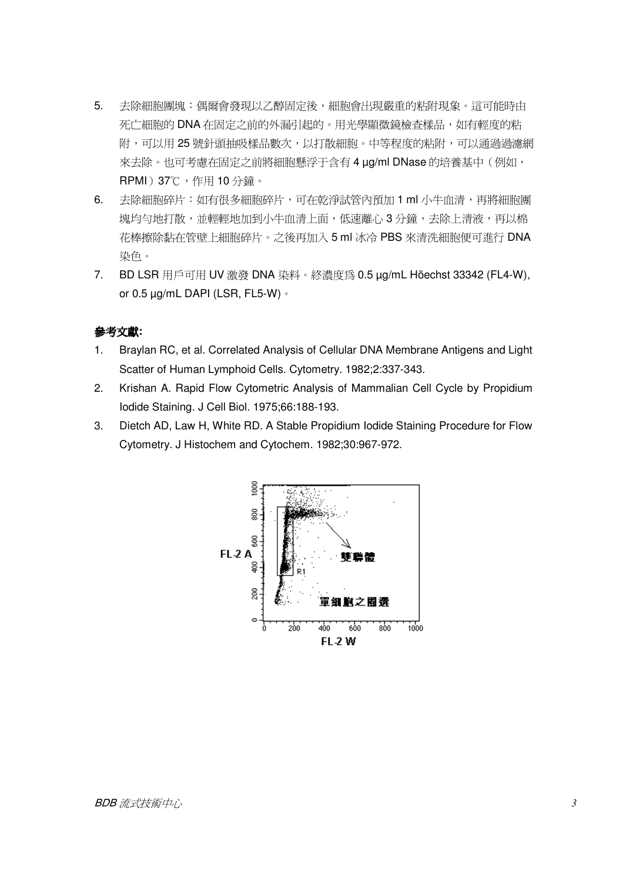5. 去除細胞團塊：偶爾會發現以乙醇固定後，細胞會出現嚴重的粘附現象。這可能時由死亡細胞的 DNA 在固定之前的外漏引起的。用光學顯微鏡檢查樣品，如有輕度的粘附，可以用 25 號針頭抽吸樣品數次，以打散細胞。中等程度的粘附，可以通過過濾網來去除。也可考慮在固定之前將細胞懸浮于含有 4 µg/ml DNase 的培養基中（例如，RPMI）37℃，作用 10 分鐘。
6. 去除細胞碎片：如有很多細胞碎片，可在乾淨試管內預加 1 ml 小牛血清，再將細胞團塊均勻地打散，並輕輕地加到小牛血清上面，低速離心 3 分鐘，去除上清液，再以棉花棒擦除黏在管壁上細胞碎片。之後再加入 5 ml 冰冷 PBS 來清洗細胞便可進行 DNA 染色。
7. BD LSR 用戶可用 UV 激發 DNA 染料。終濃度為 0.5 µg/mL Hőechst 33342 (FL4-W), or 0.5 µg/mL DAPI (LSR, FL5-W)。

**參考文獻:**

1. Braylan RC, et al. Correlated Analysis of Cellular DNA Membrane Antigens and Light Scatter of Human Lymphoid Cells. Cytometry. 1982;2:337-343.
2. Krishan A. Rapid Flow Cytometric Analysis of Mammalian Cell Cycle by Propidium Iodide Staining. J Cell Biol. 1975;66:188-193.
3. Dietch AD, Law H, White RD. A Stable Propidium Iodide Staining Procedure for Flow Cytometry. J Histochem and Cytochem. 1982;30:967-972.

FL-2 A
1000
800
600
400
200
0
雙聯體
R1
單細胞之圈選
0
200
400
600
800
1000
FL-2 W